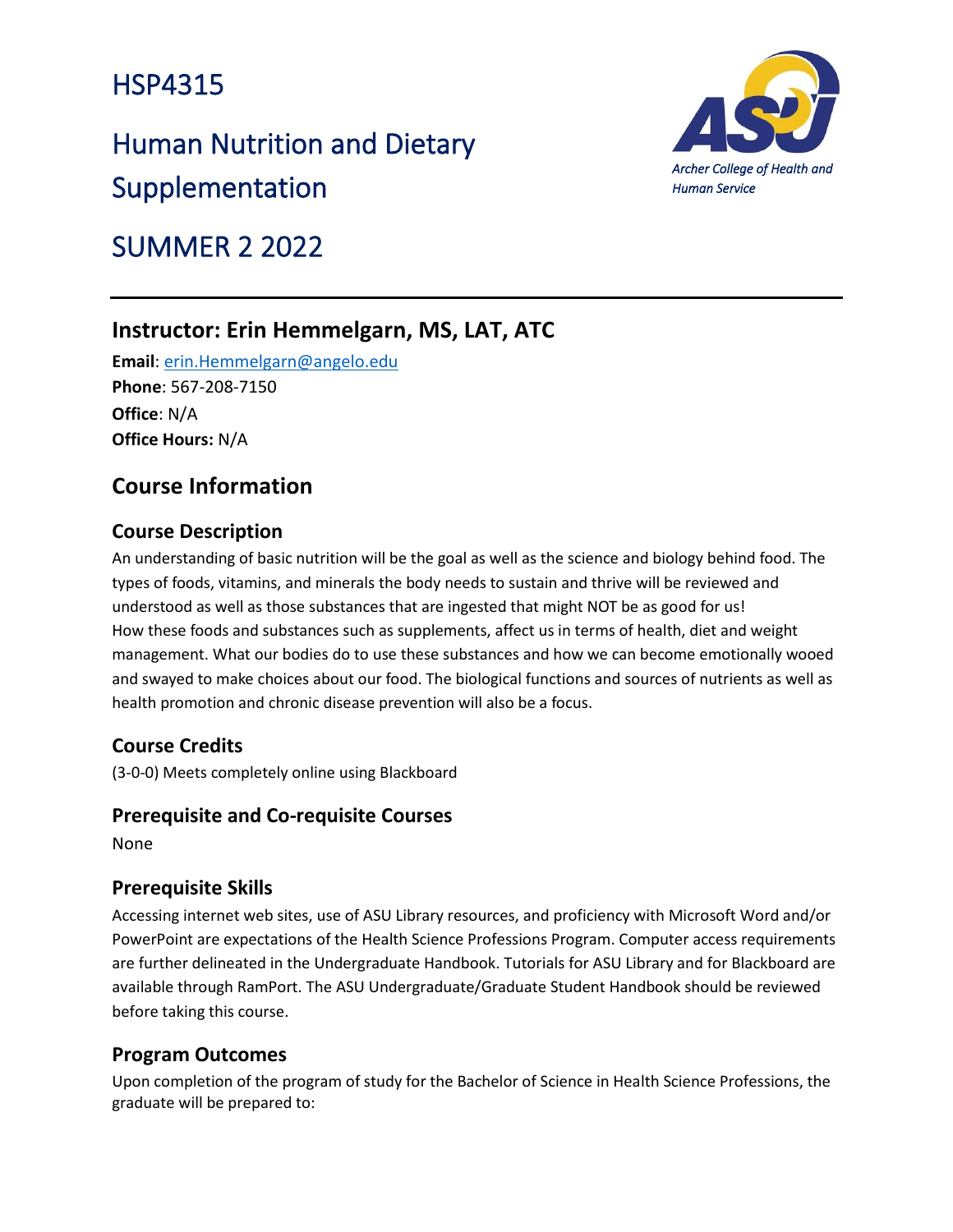# HSP4315

# Human Nutrition and Dietary Supplementation

# SUMMER 2 2022

*Archer College of Health and Human Service*

---

## Instructor: Erin Hemmelgarn, MS, LAT, ATC

**Email**: erin.Hemmelgarn@angelo.edu
**Phone**: 567-208-7150
**Office**: N/A
**Office Hours:** N/A

## Course Information

### Course Description

An understanding of basic nutrition will be the goal as well as the science and biology behind food. The types of foods, vitamins, and minerals the body needs to sustain and thrive will be reviewed and understood as well as those substances that are ingested that might NOT be as good for us! How these foods and substances such as supplements, affect us in terms of health, diet and weight management. What our bodies do to use these substances and how we can become emotionally wooed and swayed to make choices about our food. The biological functions and sources of nutrients as well as health promotion and chronic disease prevention will also be a focus.

### Course Credits

(3-0-0) Meets completely online using Blackboard

### Prerequisite and Co-requisite Courses

None

### Prerequisite Skills

Accessing internet web sites, use of ASU Library resources, and proficiency with Microsoft Word and/or PowerPoint are expectations of the Health Science Professions Program. Computer access requirements are further delineated in the Undergraduate Handbook. Tutorials for ASU Library and for Blackboard are available through RamPort. The ASU Undergraduate/Graduate Student Handbook should be reviewed before taking this course.

### Program Outcomes

Upon completion of the program of study for the Bachelor of Science in Health Science Professions, the graduate will be prepared to: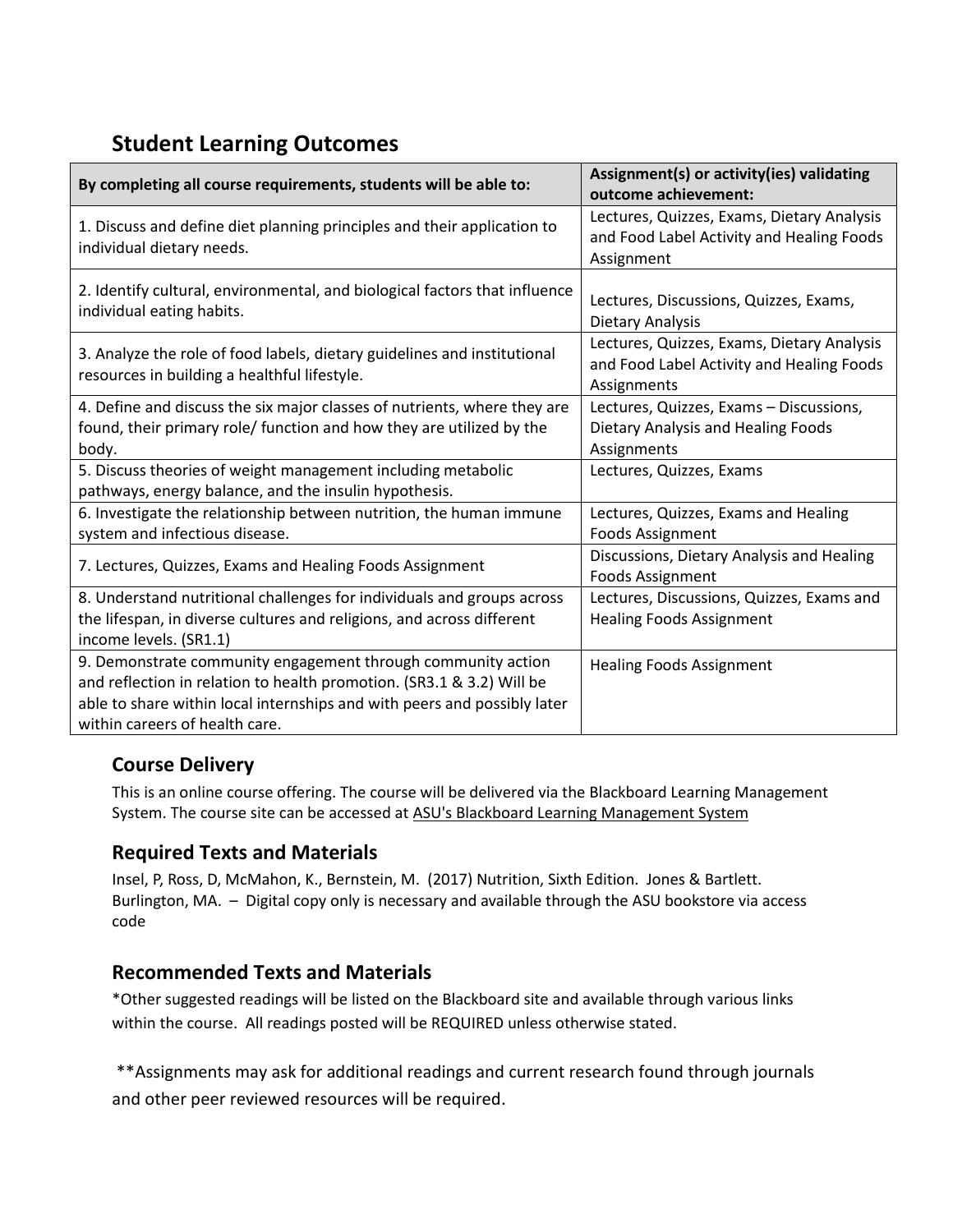## Student Learning Outcomes

| By completing all course requirements, students will be able to: | Assignment(s) or activity(ies) validating outcome achievement: |
|---|---|
| 1. Discuss and define diet planning principles and their application to individual dietary needs. | Lectures, Quizzes, Exams, Dietary Analysis and Food Label Activity and Healing Foods Assignment |
| 2. Identify cultural, environmental, and biological factors that influence individual eating habits. | Lectures, Discussions, Quizzes, Exams, Dietary Analysis |
| 3. Analyze the role of food labels, dietary guidelines and institutional resources in building a healthful lifestyle. | Lectures, Quizzes, Exams, Dietary Analysis and Food Label Activity and Healing Foods Assignments |
| 4. Define and discuss the six major classes of nutrients, where they are found, their primary role/ function and how they are utilized by the body. | Lectures, Quizzes, Exams – Discussions, Dietary Analysis and Healing Foods Assignments |
| 5. Discuss theories of weight management including metabolic pathways, energy balance, and the insulin hypothesis. | Lectures, Quizzes, Exams |
| 6. Investigate the relationship between nutrition, the human immune system and infectious disease. | Lectures, Quizzes, Exams and Healing Foods Assignment |
| 7. Lectures, Quizzes, Exams and Healing Foods Assignment | Discussions, Dietary Analysis and Healing Foods Assignment |
| 8. Understand nutritional challenges for individuals and groups across the lifespan, in diverse cultures and religions, and across different income levels. (SR1.1) | Lectures, Discussions, Quizzes, Exams and Healing Foods Assignment |
| 9. Demonstrate community engagement through community action and reflection in relation to health promotion. (SR3.1 & 3.2) Will be able to share within local internships and with peers and possibly later within careers of health care. | Healing Foods Assignment |

## Course Delivery

This is an online course offering. The course will be delivered via the Blackboard Learning Management System. The course site can be accessed at ASU's Blackboard Learning Management System

## Required Texts and Materials

Insel, P, Ross, D, McMahon, K., Bernstein, M. (2017) Nutrition, Sixth Edition. Jones & Bartlett. Burlington, MA. – Digital copy only is necessary and available through the ASU bookstore via access code

## Recommended Texts and Materials

*Other suggested readings will be listed on the Blackboard site and available through various links within the course. All readings posted will be REQUIRED unless otherwise stated.

**Assignments may ask for additional readings and current research found through journals and other peer reviewed resources will be required.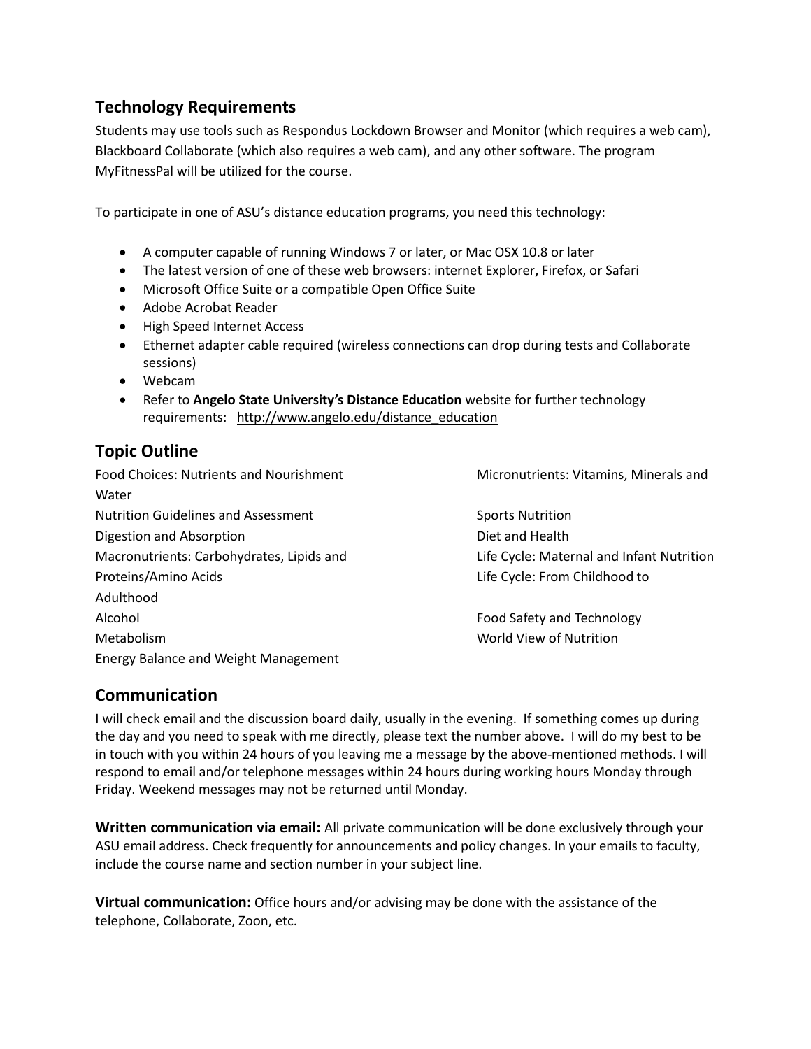## Technology Requirements

Students may use tools such as Respondus Lockdown Browser and Monitor (which requires a web cam), Blackboard Collaborate (which also requires a web cam), and any other software. The program MyFitnessPal will be utilized for the course.

To participate in one of ASU's distance education programs, you need this technology:

- A computer capable of running Windows 7 or later, or Mac OSX 10.8 or later
- The latest version of one of these web browsers: internet Explorer, Firefox, or Safari
- Microsoft Office Suite or a compatible Open Office Suite
- Adobe Acrobat Reader
- High Speed Internet Access
- Ethernet adapter cable required (wireless connections can drop during tests and Collaborate sessions)
- Webcam
- Refer to **Angelo State University's Distance Education** website for further technology requirements: http://www.angelo.edu/distance_education

## Topic Outline

Food Choices: Nutrients and Nourishment
Nutrition Guidelines and Assessment
Digestion and Absorption
Macronutrients: Carbohydrates, Lipids and Proteins/Amino Acids
Alcohol
Metabolism
Energy Balance and Weight Management
Micronutrients: Vitamins, Minerals and Water
Sports Nutrition
Diet and Health
Life Cycle: Maternal and Infant Nutrition
Life Cycle: From Childhood to Adulthood
Food Safety and Technology
World View of Nutrition

## Communication

I will check email and the discussion board daily, usually in the evening. If something comes up during the day and you need to speak with me directly, please text the number above. I will do my best to be in touch with you within 24 hours of you leaving me a message by the above-mentioned methods. I will respond to email and/or telephone messages within 24 hours during working hours Monday through Friday. Weekend messages may not be returned until Monday.

**Written communication via email:** All private communication will be done exclusively through your ASU email address. Check frequently for announcements and policy changes. In your emails to faculty, include the course name and section number in your subject line.

**Virtual communication:** Office hours and/or advising may be done with the assistance of the telephone, Collaborate, Zoon, etc.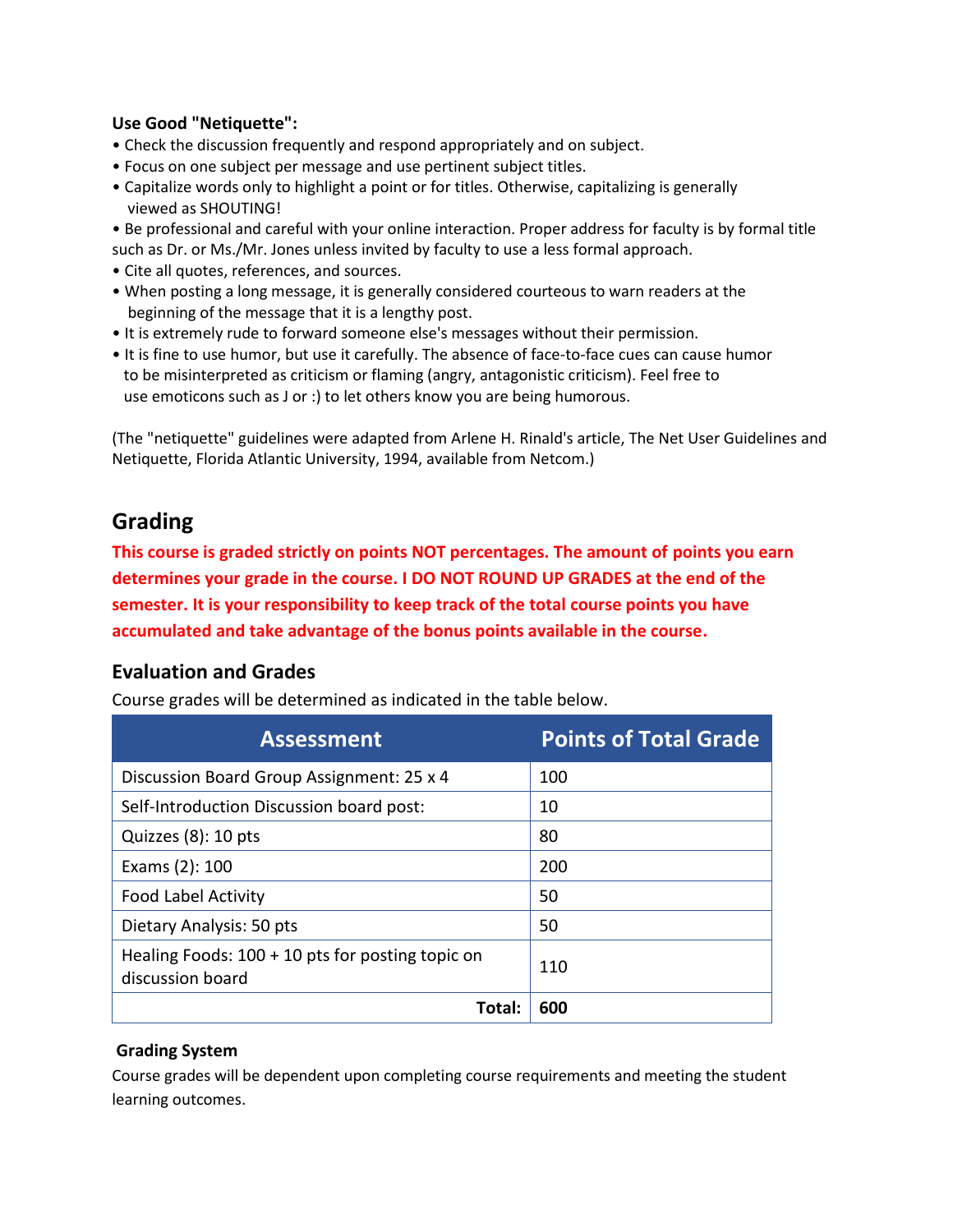**Use Good "Netiquette":**

- Check the discussion frequently and respond appropriately and on subject.
- Focus on one subject per message and use pertinent subject titles.
- Capitalize words only to highlight a point or for titles. Otherwise, capitalizing is generally viewed as SHOUTING!
- Be professional and careful with your online interaction. Proper address for faculty is by formal title such as Dr. or Ms./Mr. Jones unless invited by faculty to use a less formal approach.
- Cite all quotes, references, and sources.
- When posting a long message, it is generally considered courteous to warn readers at the beginning of the message that it is a lengthy post.
- It is extremely rude to forward someone else's messages without their permission.
- It is fine to use humor, but use it carefully. The absence of face-to-face cues can cause humor to be misinterpreted as criticism or flaming (angry, antagonistic criticism). Feel free to use emoticons such as J or :) to let others know you are being humorous.

(The "netiquette" guidelines were adapted from Arlene H. Rinald's article, The Net User Guidelines and Netiquette, Florida Atlantic University, 1994, available from Netcom.)

## Grading

**This course is graded strictly on points NOT percentages. The amount of points you earn determines your grade in the course. I DO NOT ROUND UP GRADES at the end of the semester. It is your responsibility to keep track of the total course points you have accumulated and take advantage of the bonus points available in the course.**

### Evaluation and Grades

Course grades will be determined as indicated in the table below.

| Assessment | Points of Total Grade |
|---|---|
| Discussion Board Group Assignment: 25 x 4 | 100 |
| Self-Introduction Discussion board post: | 10 |
| Quizzes (8): 10 pts | 80 |
| Exams (2): 100 | 200 |
| Food Label Activity | 50 |
| Dietary Analysis: 50 pts | 50 |
| Healing Foods: 100 + 10 pts for posting topic on discussion board | 110 |
| **Total:** | **600** |

**Grading System**

Course grades will be dependent upon completing course requirements and meeting the student learning outcomes.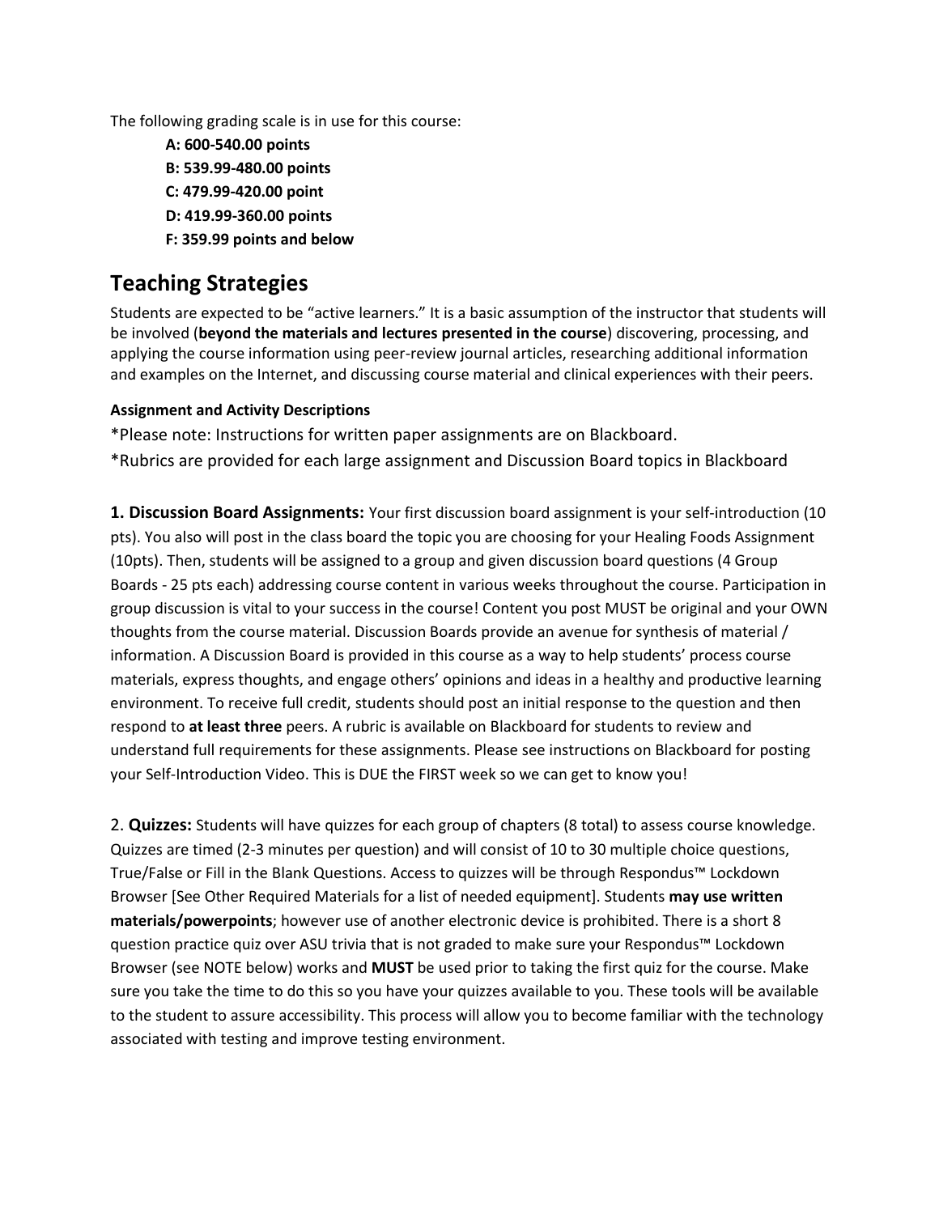The following grading scale is in use for this course:

**A: 600-540.00 points**
**B: 539.99-480.00 points**
**C: 479.99-420.00 point**
**D: 419.99-360.00 points**
**F: 359.99 points and below**

## Teaching Strategies

Students are expected to be "active learners." It is a basic assumption of the instructor that students will be involved (**beyond the materials and lectures presented in the course**) discovering, processing, and applying the course information using peer-review journal articles, researching additional information and examples on the Internet, and discussing course material and clinical experiences with their peers.

#### Assignment and Activity Descriptions

*Please note: Instructions for written paper assignments are on Blackboard.
*Rubrics are provided for each large assignment and Discussion Board topics in Blackboard

**1. Discussion Board Assignments:** Your first discussion board assignment is your self-introduction (10 pts). You also will post in the class board the topic you are choosing for your Healing Foods Assignment (10pts). Then, students will be assigned to a group and given discussion board questions (4 Group Boards - 25 pts each) addressing course content in various weeks throughout the course. Participation in group discussion is vital to your success in the course! Content you post MUST be original and your OWN thoughts from the course material. Discussion Boards provide an avenue for synthesis of material / information. A Discussion Board is provided in this course as a way to help students' process course materials, express thoughts, and engage others' opinions and ideas in a healthy and productive learning environment. To receive full credit, students should post an initial response to the question and then respond to **at least three** peers. A rubric is available on Blackboard for students to review and understand full requirements for these assignments. Please see instructions on Blackboard for posting your Self-Introduction Video. This is DUE the FIRST week so we can get to know you!

2. **Quizzes:** Students will have quizzes for each group of chapters (8 total) to assess course knowledge. Quizzes are timed (2-3 minutes per question) and will consist of 10 to 30 multiple choice questions, True/False or Fill in the Blank Questions. Access to quizzes will be through Respondus™ Lockdown Browser [See Other Required Materials for a list of needed equipment]. Students **may use written materials/powerpoints**; however use of another electronic device is prohibited. There is a short 8 question practice quiz over ASU trivia that is not graded to make sure your Respondus™ Lockdown Browser (see NOTE below) works and **MUST** be used prior to taking the first quiz for the course. Make sure you take the time to do this so you have your quizzes available to you. These tools will be available to the student to assure accessibility. This process will allow you to become familiar with the technology associated with testing and improve testing environment.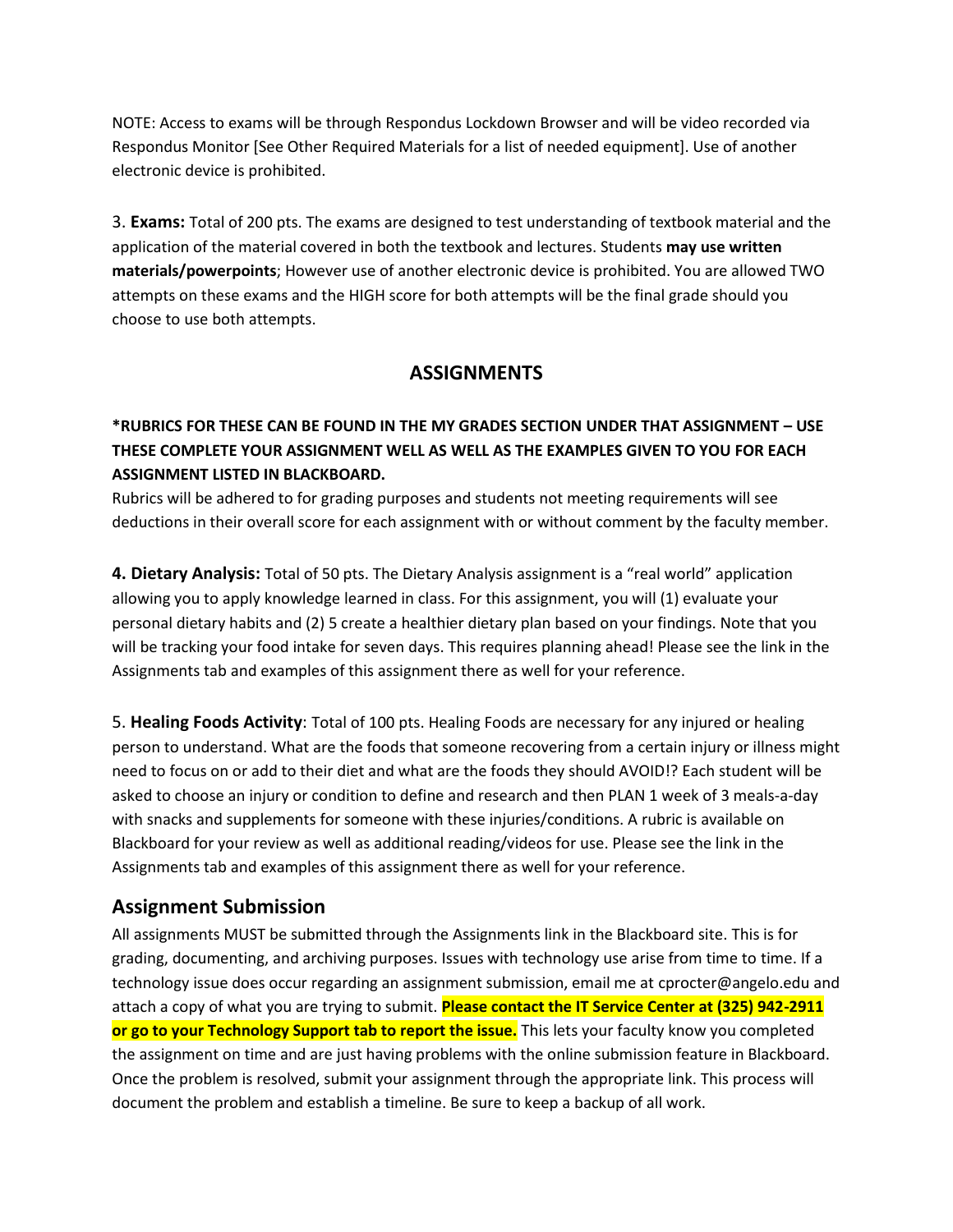NOTE: Access to exams will be through Respondus Lockdown Browser and will be video recorded via Respondus Monitor [See Other Required Materials for a list of needed equipment]. Use of another electronic device is prohibited.

3. **Exams:** Total of 200 pts. The exams are designed to test understanding of textbook material and the application of the material covered in both the textbook and lectures. Students **may use written materials/powerpoints**; However use of another electronic device is prohibited. You are allowed TWO attempts on these exams and the HIGH score for both attempts will be the final grade should you choose to use both attempts.

## ASSIGNMENTS

**\*RUBRICS FOR THESE CAN BE FOUND IN THE MY GRADES SECTION UNDER THAT ASSIGNMENT – USE THESE COMPLETE YOUR ASSIGNMENT WELL AS WELL AS THE EXAMPLES GIVEN TO YOU FOR EACH ASSIGNMENT LISTED IN BLACKBOARD.**

Rubrics will be adhered to for grading purposes and students not meeting requirements will see deductions in their overall score for each assignment with or without comment by the faculty member.

**4. Dietary Analysis:** Total of 50 pts. The Dietary Analysis assignment is a "real world" application allowing you to apply knowledge learned in class. For this assignment, you will (1) evaluate your personal dietary habits and (2) 5 create a healthier dietary plan based on your findings. Note that you will be tracking your food intake for seven days. This requires planning ahead! Please see the link in the Assignments tab and examples of this assignment there as well for your reference.

5. **Healing Foods Activity**: Total of 100 pts. Healing Foods are necessary for any injured or healing person to understand. What are the foods that someone recovering from a certain injury or illness might need to focus on or add to their diet and what are the foods they should AVOID!? Each student will be asked to choose an injury or condition to define and research and then PLAN 1 week of 3 meals-a-day with snacks and supplements for someone with these injuries/conditions. A rubric is available on Blackboard for your review as well as additional reading/videos for use. Please see the link in the Assignments tab and examples of this assignment there as well for your reference.

### Assignment Submission

All assignments MUST be submitted through the Assignments link in the Blackboard site. This is for grading, documenting, and archiving purposes. Issues with technology use arise from time to time. If a technology issue does occur regarding an assignment submission, email me at cprocter@angelo.edu and attach a copy of what you are trying to submit. **Please contact the IT Service Center at (325) 942-2911 or go to your Technology Support tab to report the issue.** This lets your faculty know you completed the assignment on time and are just having problems with the online submission feature in Blackboard. Once the problem is resolved, submit your assignment through the appropriate link. This process will document the problem and establish a timeline. Be sure to keep a backup of all work.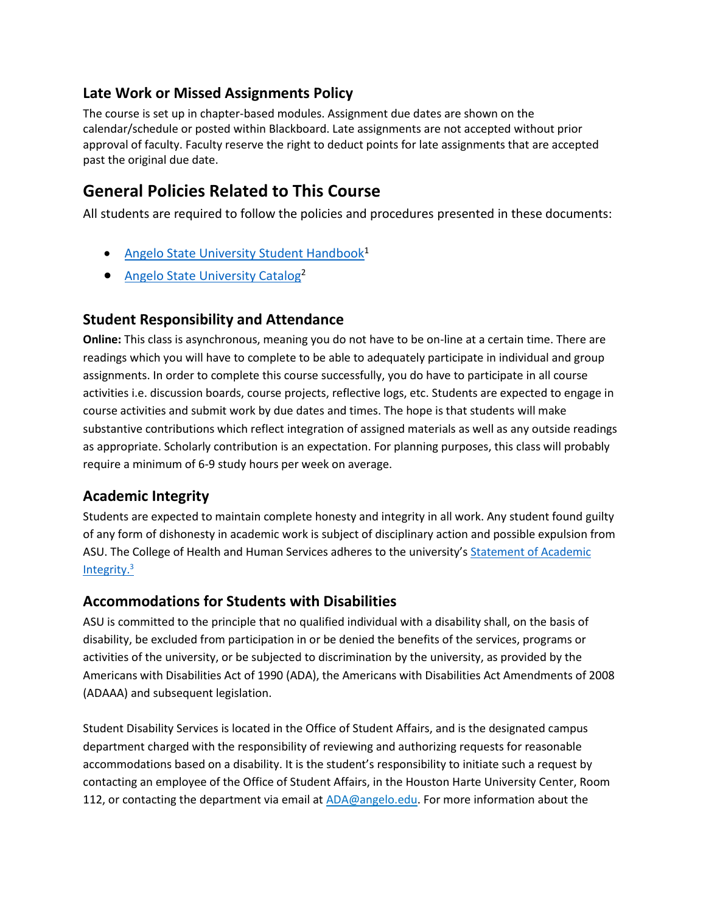### Late Work or Missed Assignments Policy

The course is set up in chapter-based modules. Assignment due dates are shown on the calendar/schedule or posted within Blackboard. Late assignments are not accepted without prior approval of faculty. Faculty reserve the right to deduct points for late assignments that are accepted past the original due date.

## General Policies Related to This Course

All students are required to follow the policies and procedures presented in these documents:

- Angelo State University Student Handbook[1]
- Angelo State University Catalog[2]

### Student Responsibility and Attendance

**Online:** This class is asynchronous, meaning you do not have to be on-line at a certain time. There are readings which you will have to complete to be able to adequately participate in individual and group assignments. In order to complete this course successfully, you do have to participate in all course activities i.e. discussion boards, course projects, reflective logs, etc. Students are expected to engage in course activities and submit work by due dates and times. The hope is that students will make substantive contributions which reflect integration of assigned materials as well as any outside readings as appropriate. Scholarly contribution is an expectation. For planning purposes, this class will probably require a minimum of 6-9 study hours per week on average.

### Academic Integrity

Students are expected to maintain complete honesty and integrity in all work. Any student found guilty of any form of dishonesty in academic work is subject of disciplinary action and possible expulsion from ASU. The College of Health and Human Services adheres to the university's Statement of Academic Integrity.[3]

### Accommodations for Students with Disabilities

ASU is committed to the principle that no qualified individual with a disability shall, on the basis of disability, be excluded from participation in or be denied the benefits of the services, programs or activities of the university, or be subjected to discrimination by the university, as provided by the Americans with Disabilities Act of 1990 (ADA), the Americans with Disabilities Act Amendments of 2008 (ADAAA) and subsequent legislation.

Student Disability Services is located in the Office of Student Affairs, and is the designated campus department charged with the responsibility of reviewing and authorizing requests for reasonable accommodations based on a disability. It is the student's responsibility to initiate such a request by contacting an employee of the Office of Student Affairs, in the Houston Harte University Center, Room 112, or contacting the department via email at ADA@angelo.edu. For more information about the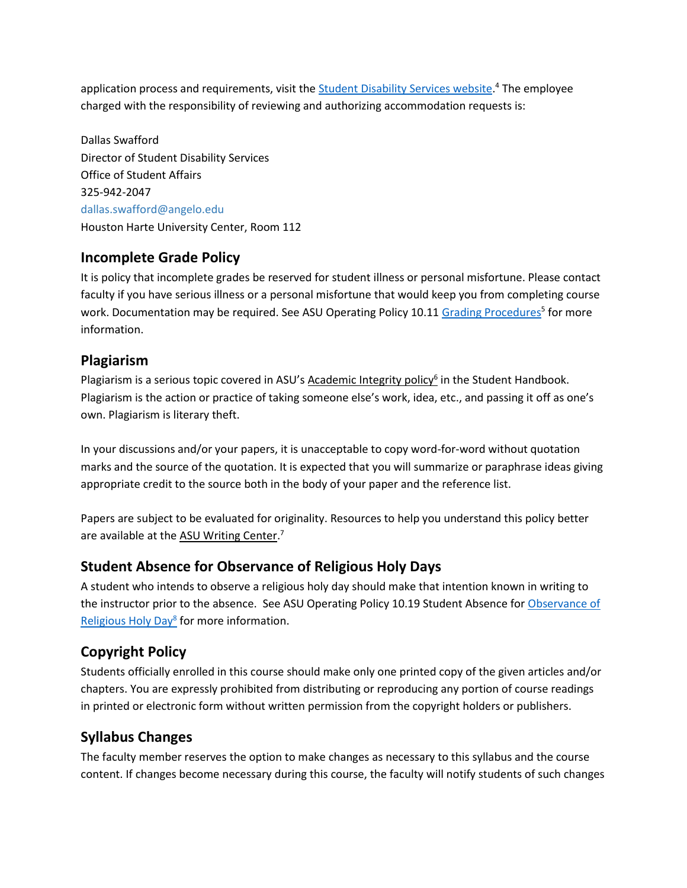application process and requirements, visit the Student Disability Services website.[4] The employee charged with the responsibility of reviewing and authorizing accommodation requests is:

Dallas Swafford
Director of Student Disability Services
Office of Student Affairs
325-942-2047
dallas.swafford@angelo.edu
Houston Harte University Center, Room 112

## Incomplete Grade Policy

It is policy that incomplete grades be reserved for student illness or personal misfortune. Please contact faculty if you have serious illness or a personal misfortune that would keep you from completing course work. Documentation may be required. See ASU Operating Policy 10.11 Grading Procedures[5] for more information.

## Plagiarism

Plagiarism is a serious topic covered in ASU's Academic Integrity policy[6] in the Student Handbook. Plagiarism is the action or practice of taking someone else's work, idea, etc., and passing it off as one's own. Plagiarism is literary theft.

In your discussions and/or your papers, it is unacceptable to copy word-for-word without quotation marks and the source of the quotation. It is expected that you will summarize or paraphrase ideas giving appropriate credit to the source both in the body of your paper and the reference list.

Papers are subject to be evaluated for originality. Resources to help you understand this policy better are available at the ASU Writing Center.[7]

## Student Absence for Observance of Religious Holy Days

A student who intends to observe a religious holy day should make that intention known in writing to the instructor prior to the absence. See ASU Operating Policy 10.19 Student Absence for Observance of Religious Holy Day[8] for more information.

## Copyright Policy

Students officially enrolled in this course should make only one printed copy of the given articles and/or chapters. You are expressly prohibited from distributing or reproducing any portion of course readings in printed or electronic form without written permission from the copyright holders or publishers.

## Syllabus Changes

The faculty member reserves the option to make changes as necessary to this syllabus and the course content. If changes become necessary during this course, the faculty will notify students of such changes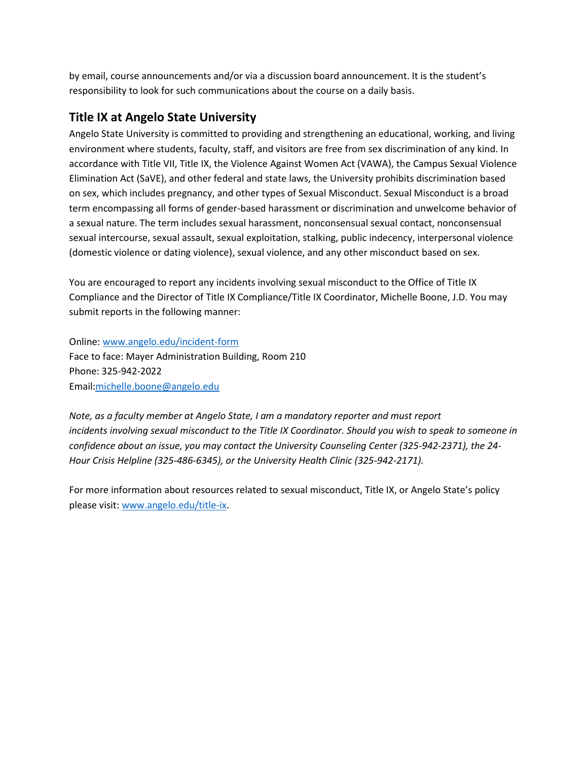by email, course announcements and/or via a discussion board announcement. It is the student's responsibility to look for such communications about the course on a daily basis.

## Title IX at Angelo State University

Angelo State University is committed to providing and strengthening an educational, working, and living environment where students, faculty, staff, and visitors are free from sex discrimination of any kind. In accordance with Title VII, Title IX, the Violence Against Women Act (VAWA), the Campus Sexual Violence Elimination Act (SaVE), and other federal and state laws, the University prohibits discrimination based on sex, which includes pregnancy, and other types of Sexual Misconduct. Sexual Misconduct is a broad term encompassing all forms of gender-based harassment or discrimination and unwelcome behavior of a sexual nature. The term includes sexual harassment, nonconsensual sexual contact, nonconsensual sexual intercourse, sexual assault, sexual exploitation, stalking, public indecency, interpersonal violence (domestic violence or dating violence), sexual violence, and any other misconduct based on sex.

You are encouraged to report any incidents involving sexual misconduct to the Office of Title IX Compliance and the Director of Title IX Compliance/Title IX Coordinator, Michelle Boone, J.D. You may submit reports in the following manner:

Online: [www.angelo.edu/incident-form](http://www.angelo.edu/incident-form)
Face to face: Mayer Administration Building, Room 210
Phone: 325-942-2022
Email:[michelle.boone@angelo.edu](mailto:michelle.boone@angelo.edu)

*Note, as a faculty member at Angelo State, I am a mandatory reporter and must report incidents involving sexual misconduct to the Title IX Coordinator. Should you wish to speak to someone in confidence about an issue, you may contact the University Counseling Center (325-942-2371), the 24-Hour Crisis Helpline (325-486-6345), or the University Health Clinic (325-942-2171).*

For more information about resources related to sexual misconduct, Title IX, or Angelo State's policy please visit: [www.angelo.edu/title-ix](http://www.angelo.edu/title-ix).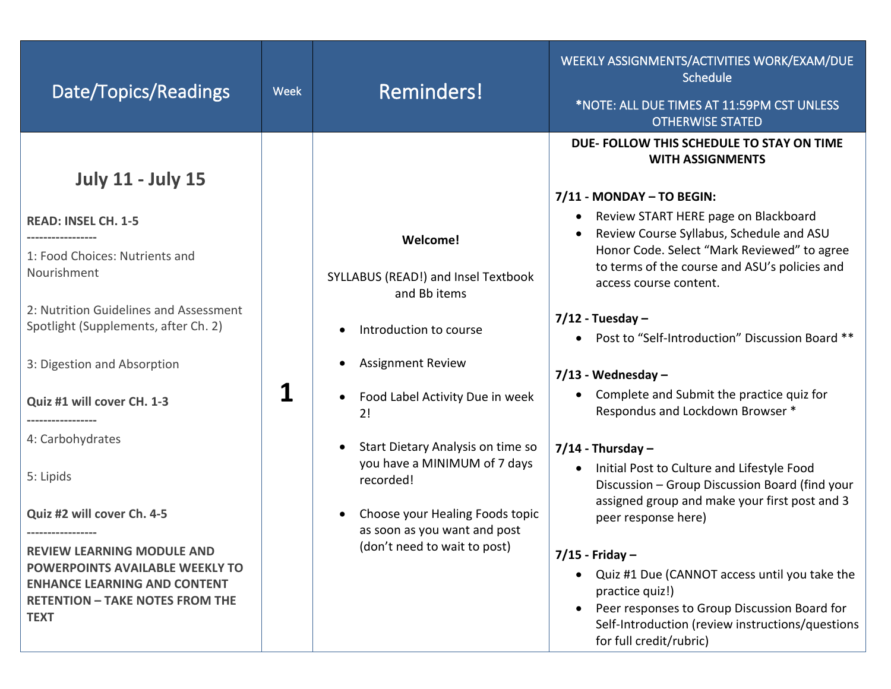| Date/Topics/Readings | Week | Reminders! | WEEKLY ASSIGNMENTS/ACTIVITIES WORK/EXAM/DUE Schedule<br><br>*NOTE: ALL DUE TIMES AT 11:59PM CST UNLESS OTHERWISE STATED |
|---|---|---|---|
| **July 11 - July 15**<br><br>**READ: INSEL CH. 1-5**<br>**-----------------**<br>1: Food Choices: Nutrients and Nourishment<br><br>2: Nutrition Guidelines and Assessment Spotlight (Supplements, after Ch. 2)<br><br>3: Digestion and Absorption<br><br>**Quiz #1 will cover CH. 1-3**<br>**-----------------**<br>4: Carbohydrates<br><br>5: Lipids<br><br>**Quiz #2 will cover Ch. 4-5**<br>**-----------------**<br>**REVIEW LEARNING MODULE AND POWERPOINTS AVAILABLE WEEKLY TO ENHANCE LEARNING AND CONTENT RETENTION – TAKE NOTES FROM THE TEXT** | **1** | **Welcome!**<br><br>SYLLABUS (READ!) and Insel Textbook and Bb items<br><br>• Introduction to course<br>• Assignment Review<br>• Food Label Activity Due in week 2!<br>• Start Dietary Analysis on time so you have a MINIMUM of 7 days recorded!<br>• Choose your Healing Foods topic as soon as you want and post (don't need to wait to post) | **DUE- FOLLOW THIS SCHEDULE TO STAY ON TIME WITH ASSIGNMENTS**<br><br>**7/11 - MONDAY – TO BEGIN:**<br>• Review START HERE page on Blackboard<br>• Review Course Syllabus, Schedule and ASU Honor Code. Select "Mark Reviewed" to agree to terms of the course and ASU's policies and access course content.<br><br>**7/12 - Tuesday –**<br>• Post to "Self-Introduction" Discussion Board **<br><br>**7/13 - Wednesday –**<br>• Complete and Submit the practice quiz for Respondus and Lockdown Browser *<br><br>**7/14 - Thursday –**<br>• Initial Post to Culture and Lifestyle Food Discussion – Group Discussion Board (find your assigned group and make your first post and 3 peer response here)<br><br>**7/15 - Friday –**<br>• Quiz #1 Due (CANNOT access until you take the practice quiz!)<br>• Peer responses to Group Discussion Board for Self-Introduction (review instructions/questions for full credit/rubric) |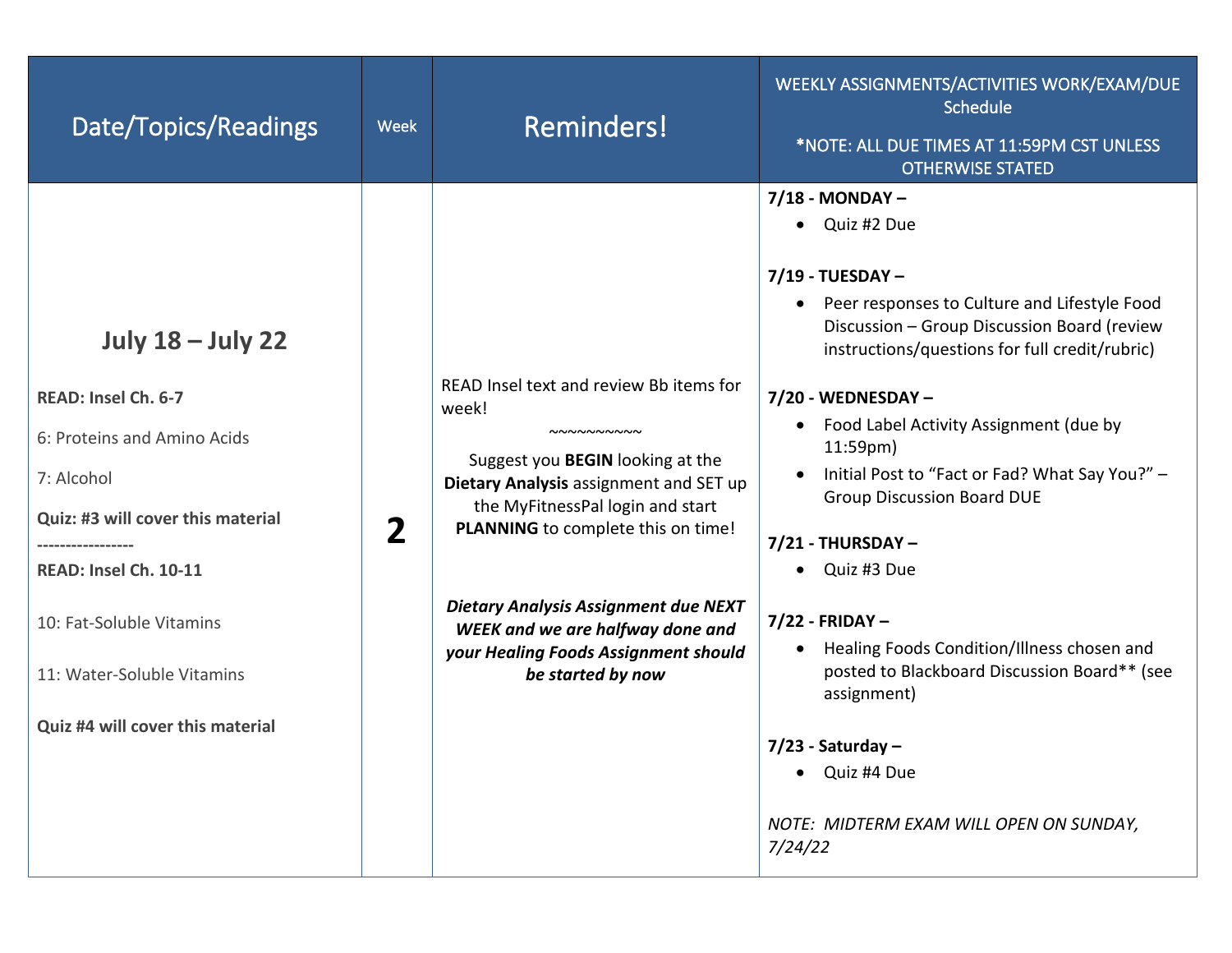| Date/Topics/Readings | Week | Reminders! | WEEKLY ASSIGNMENTS/ACTIVITIES WORK/EXAM/DUE Schedule<br><br>*NOTE: ALL DUE TIMES AT 11:59PM CST UNLESS OTHERWISE STATED |
|---|---|---|---|
| **July 18 – July 22**<br><br>**READ: Insel Ch. 6-7**<br><br>6: Proteins and Amino Acids<br><br>7: Alcohol<br><br>**Quiz: #3 will cover this material**<br>**-----------------**<br>**READ: Insel Ch. 10-11**<br><br>10: Fat-Soluble Vitamins<br><br>11: Water-Soluble Vitamins<br><br>**Quiz #4 will cover this material** | **2** | READ Insel text and review Bb items for week!<br>~~~~~~~~~~<br>Suggest you **BEGIN** looking at the **Dietary Analysis** assignment and SET up the MyFitnessPal login and start **PLANNING** to complete this on time!<br><br>***Dietary Analysis Assignment due NEXT WEEK and we are halfway done and your Healing Foods Assignment should be started by now*** | **7/18 - MONDAY –**<br>• Quiz #2 Due<br><br>**7/19 - TUESDAY –**<br>• Peer responses to Culture and Lifestyle Food Discussion – Group Discussion Board (review instructions/questions for full credit/rubric)<br><br>**7/20 - WEDNESDAY –**<br>• Food Label Activity Assignment (due by 11:59pm)<br>• Initial Post to "Fact or Fad? What Say You?" – Group Discussion Board DUE<br><br>**7/21 - THURSDAY –**<br>• Quiz #3 Due<br><br>**7/22 - FRIDAY –**<br>• Healing Foods Condition/Illness chosen and posted to Blackboard Discussion Board** (see assignment)<br><br>**7/23 - Saturday –**<br>• Quiz #4 Due<br><br>*NOTE: MIDTERM EXAM WILL OPEN ON SUNDAY, 7/24/22* |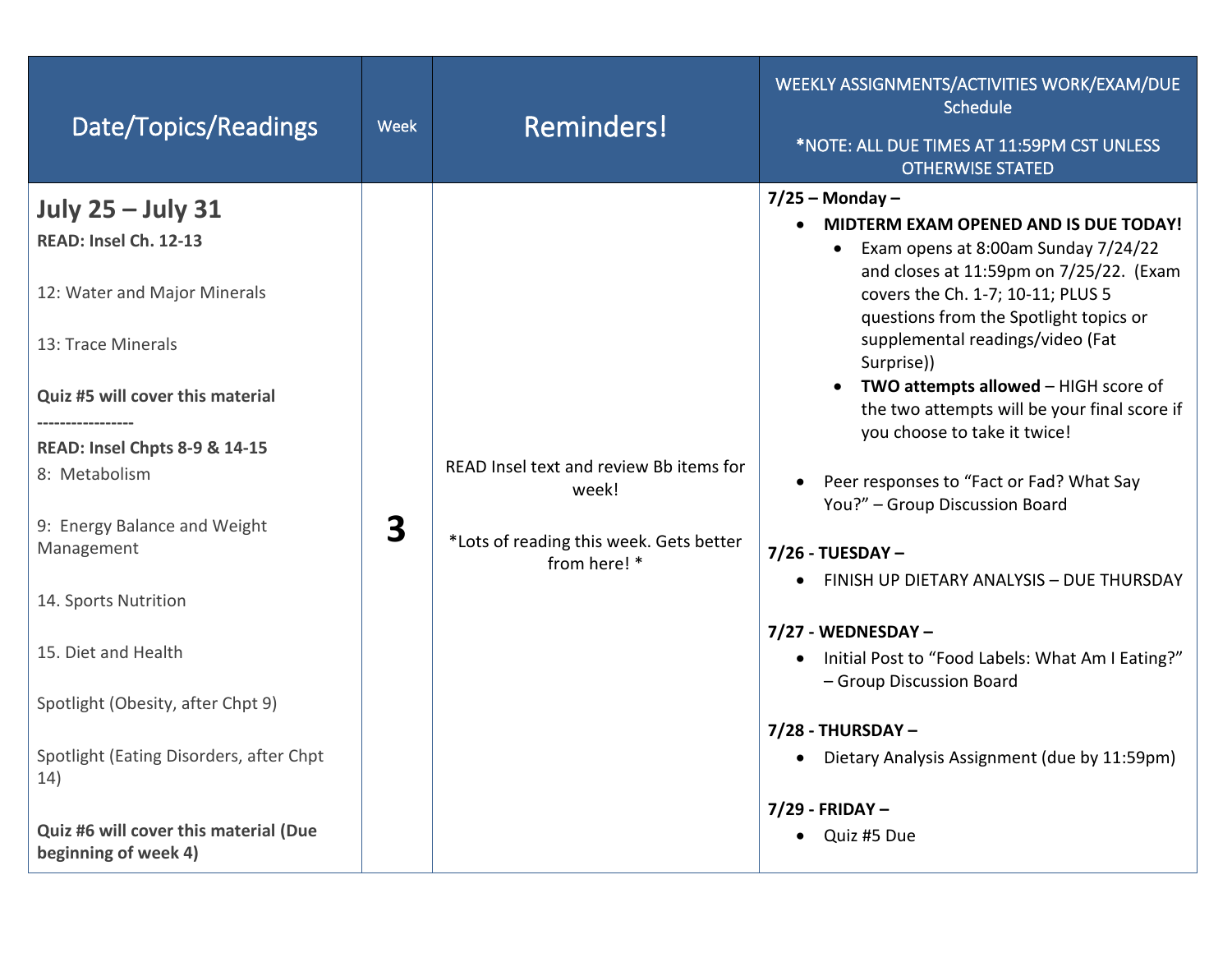| Date/Topics/Readings | Week | Reminders! | WEEKLY ASSIGNMENTS/ACTIVITIES WORK/EXAM/DUE Schedule<br><br>*NOTE: ALL DUE TIMES AT 11:59PM CST UNLESS OTHERWISE STATED |
|---|---|---|---|
| **July 25 – July 31**<br>**READ: Insel Ch. 12-13**<br><br>12: Water and Major Minerals<br><br>13: Trace Minerals<br><br>**Quiz #5 will cover this material**<br>**-----------------**<br>**READ: Insel Chpts 8-9 & 14-15**<br>8: Metabolism<br><br>9: Energy Balance and Weight Management<br><br>14. Sports Nutrition<br><br>15. Diet and Health<br><br>Spotlight (Obesity, after Chpt 9)<br><br>Spotlight (Eating Disorders, after Chpt 14)<br><br>**Quiz #6 will cover this material (Due beginning of week 4)** | **3** | READ Insel text and review Bb items for week!<br><br>*Lots of reading this week. Gets better from here! * | **7/25 – Monday –**<br>• **MIDTERM EXAM OPENED AND IS DUE TODAY!**<br>  ◦ Exam opens at 8:00am Sunday 7/24/22 and closes at 11:59pm on 7/25/22. (Exam covers the Ch. 1-7; 10-11; PLUS 5 questions from the Spotlight topics or supplemental readings/video (Fat Surprise))<br>  ◦ **TWO attempts allowed** – HIGH score of the two attempts will be your final score if you choose to take it twice!<br><br>• Peer responses to "Fact or Fad? What Say You?" – Group Discussion Board<br><br>**7/26 - TUESDAY –**<br>• FINISH UP DIETARY ANALYSIS – DUE THURSDAY<br><br>**7/27 - WEDNESDAY –**<br>• Initial Post to "Food Labels: What Am I Eating?" – Group Discussion Board<br><br>**7/28 - THURSDAY –**<br>• Dietary Analysis Assignment (due by 11:59pm)<br><br>**7/29 - FRIDAY –**<br>• Quiz #5 Due |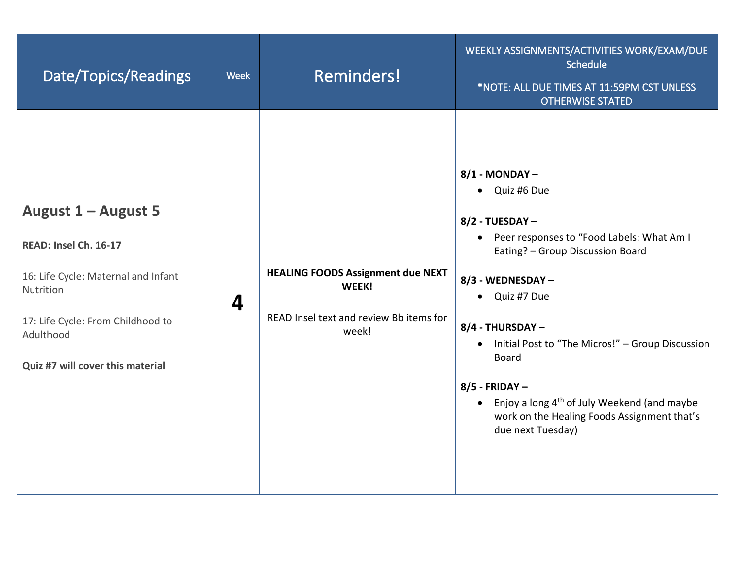| Date/Topics/Readings | Week | Reminders! | WEEKLY ASSIGNMENTS/ACTIVITIES WORK/EXAM/DUE Schedule<br><br>*NOTE: ALL DUE TIMES AT 11:59PM CST UNLESS OTHERWISE STATED |
|---|---|---|---|
| **August 1 – August 5**<br><br>**READ: Insel Ch. 16-17**<br><br>16: Life Cycle: Maternal and Infant Nutrition<br><br>17: Life Cycle: From Childhood to Adulthood<br><br>**Quiz #7 will cover this material** | **4** | **HEALING FOODS Assignment due NEXT WEEK!**<br><br>READ Insel text and review Bb items for week! | **8/1 - MONDAY –**<br>• Quiz #6 Due<br><br>**8/2 - TUESDAY –**<br>• Peer responses to "Food Labels: What Am I Eating? – Group Discussion Board<br><br>**8/3 - WEDNESDAY –**<br>• Quiz #7 Due<br><br>**8/4 - THURSDAY –**<br>• Initial Post to "The Micros!" – Group Discussion Board<br><br>**8/5 - FRIDAY –**<br>• Enjoy a long 4th of July Weekend (and maybe work on the Healing Foods Assignment that's due next Tuesday) |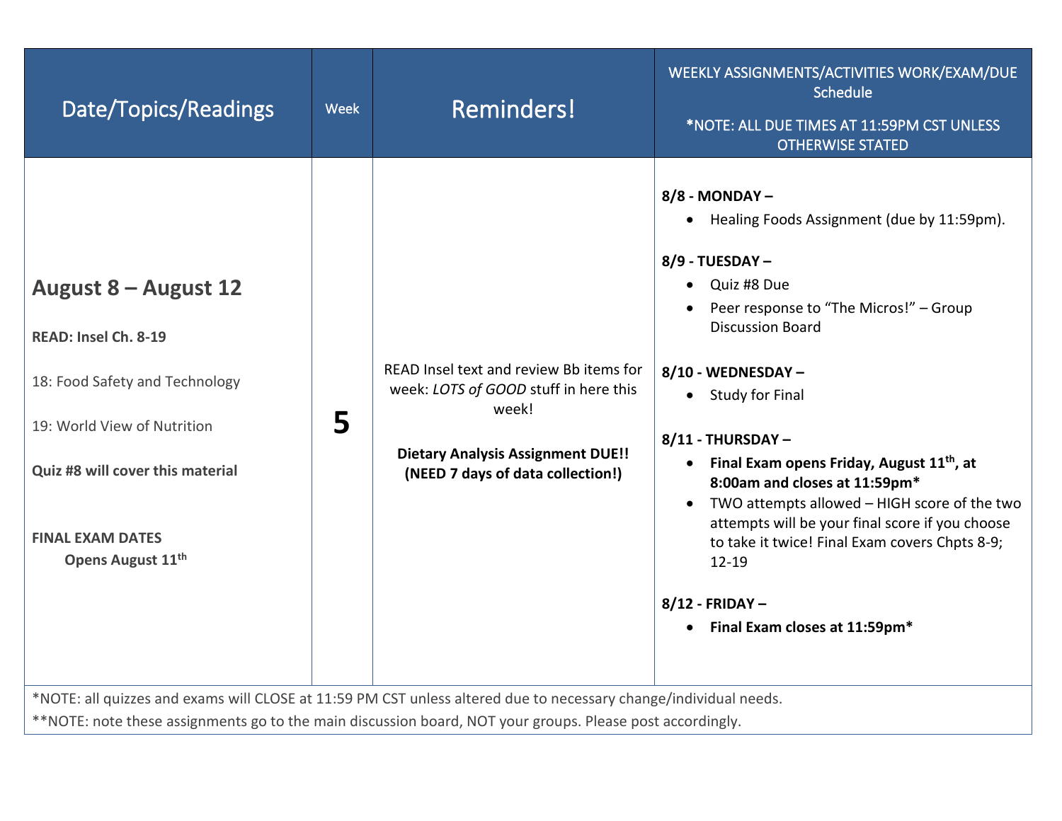| Date/Topics/Readings | Week | Reminders! | WEEKLY ASSIGNMENTS/ACTIVITIES WORK/EXAM/DUE Schedule<br><br>*NOTE: ALL DUE TIMES AT 11:59PM CST UNLESS OTHERWISE STATED |
|---|---|---|---|
| **August 8 – August 12**<br><br>**READ: Insel Ch. 8-19**<br><br>18: Food Safety and Technology<br><br>19: World View of Nutrition<br><br>**Quiz #8 will cover this material**<br><br>**FINAL EXAM DATES**<br>**Opens August 11th** | **5** | READ Insel text and review Bb items for week: *LOTS of GOOD* stuff in here this week!<br><br>**Dietary Analysis Assignment DUE!! (NEED 7 days of data collection!)** | **8/8 - MONDAY –**<br>• Healing Foods Assignment (due by 11:59pm).<br><br>**8/9 - TUESDAY –**<br>• Quiz #8 Due<br>• Peer response to "The Micros!" – Group Discussion Board<br><br>**8/10 - WEDNESDAY –**<br>• Study for Final<br><br>**8/11 - THURSDAY –**<br>• **Final Exam opens Friday, August 11th, at 8:00am and closes at 11:59pm***<br>• TWO attempts allowed – HIGH score of the two attempts will be your final score if you choose to take it twice! Final Exam covers Chpts 8-9; 12-19<br><br>**8/12 - FRIDAY –**<br>• **Final Exam closes at 11:59pm*** |

*NOTE: all quizzes and exams will CLOSE at 11:59 PM CST unless altered due to necessary change/individual needs.

**NOTE: note these assignments go to the main discussion board, NOT your groups. Please post accordingly.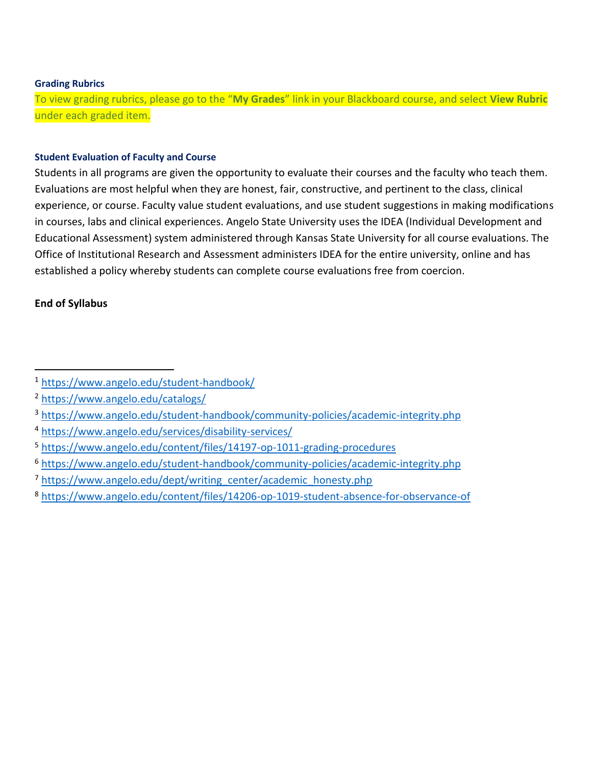### Grading Rubrics

To view grading rubrics, please go to the "**My Grades**" link in your Blackboard course, and select **View Rubric** under each graded item.

### Student Evaluation of Faculty and Course

Students in all programs are given the opportunity to evaluate their courses and the faculty who teach them. Evaluations are most helpful when they are honest, fair, constructive, and pertinent to the class, clinical experience, or course. Faculty value student evaluations, and use student suggestions in making modifications in courses, labs and clinical experiences. Angelo State University uses the IDEA (Individual Development and Educational Assessment) system administered through Kansas State University for all course evaluations. The Office of Institutional Research and Assessment administers IDEA for the entire university, online and has established a policy whereby students can complete course evaluations free from coercion.

**End of Syllabus**

---

[1] https://www.angelo.edu/student-handbook/

[2] https://www.angelo.edu/catalogs/

[3] https://www.angelo.edu/student-handbook/community-policies/academic-integrity.php

[4] https://www.angelo.edu/services/disability-services/

[5] https://www.angelo.edu/content/files/14197-op-1011-grading-procedures

[6] https://www.angelo.edu/student-handbook/community-policies/academic-integrity.php

[7] https://www.angelo.edu/dept/writing_center/academic_honesty.php

[8] https://www.angelo.edu/content/files/14206-op-1019-student-absence-for-observance-of